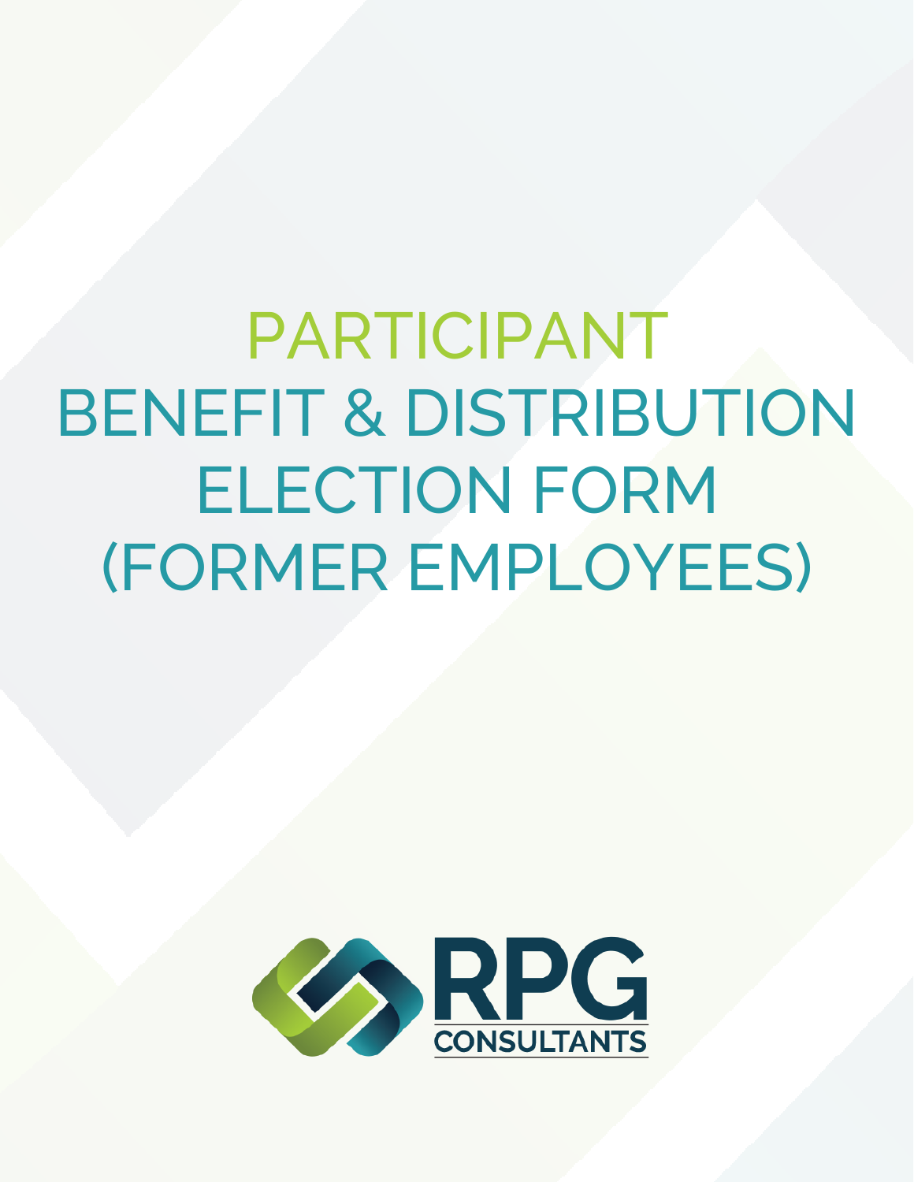# PARTICIPANT BENEFIT & DISTRIBUTION ELECTION FORM (FORMER EMPLOYEES)

RPG CONSULTANTS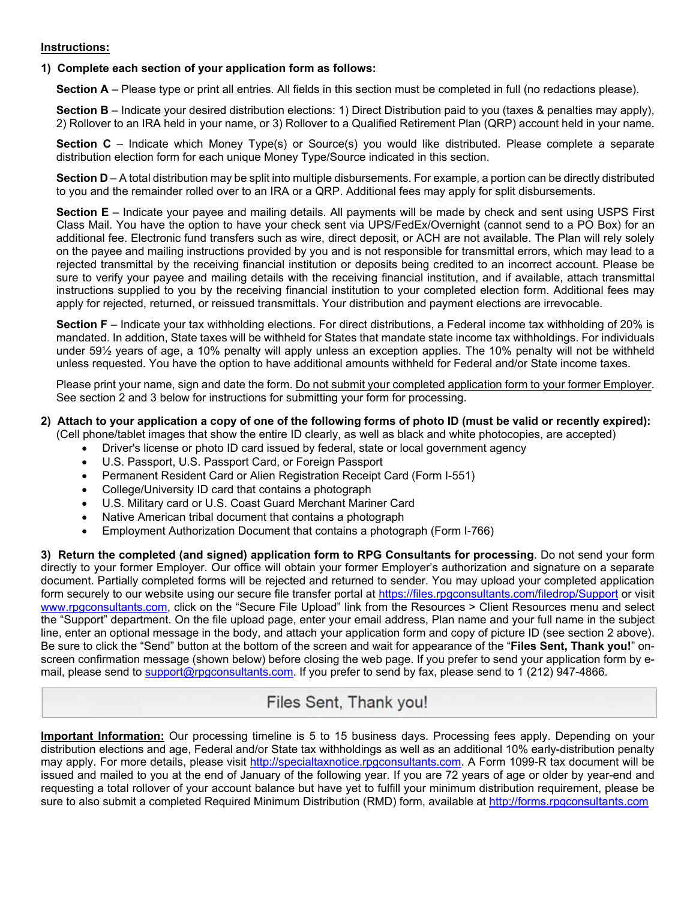**Instructions:**

**1) Complete each section of your application form as follows:**

**Section A** – Please type or print all entries. All fields in this section must be completed in full (no redactions please).

**Section B** – Indicate your desired distribution elections: 1) Direct Distribution paid to you (taxes & penalties may apply), 2) Rollover to an IRA held in your name, or 3) Rollover to a Qualified Retirement Plan (QRP) account held in your name.

**Section C** – Indicate which Money Type(s) or Source(s) you would like distributed. Please complete a separate distribution election form for each unique Money Type/Source indicated in this section.

**Section D** – A total distribution may be split into multiple disbursements. For example, a portion can be directly distributed to you and the remainder rolled over to an IRA or a QRP. Additional fees may apply for split disbursements.

**Section E** – Indicate your payee and mailing details. All payments will be made by check and sent using USPS First Class Mail. You have the option to have your check sent via UPS/FedEx/Overnight (cannot send to a PO Box) for an additional fee. Electronic fund transfers such as wire, direct deposit, or ACH are not available. The Plan will rely solely on the payee and mailing instructions provided by you and is not responsible for transmittal errors, which may lead to a rejected transmittal by the receiving financial institution or deposits being credited to an incorrect account. Please be sure to verify your payee and mailing details with the receiving financial institution, and if available, attach transmittal instructions supplied to you by the receiving financial institution to your completed election form. Additional fees may apply for rejected, returned, or reissued transmittals. Your distribution and payment elections are irrevocable.

**Section F** – Indicate your tax withholding elections. For direct distributions, a Federal income tax withholding of 20% is mandated. In addition, State taxes will be withheld for States that mandate state income tax withholdings. For individuals under 59½ years of age, a 10% penalty will apply unless an exception applies. The 10% penalty will not be withheld unless requested. You have the option to have additional amounts withheld for Federal and/or State income taxes.

Please print your name, sign and date the form. Do not submit your completed application form to your former Employer. See section 2 and 3 below for instructions for submitting your form for processing.

**2) Attach to your application a copy of one of the following forms of photo ID (must be valid or recently expired):**
(Cell phone/tablet images that show the entire ID clearly, as well as black and white photocopies, are accepted)

- Driver's license or photo ID card issued by federal, state or local government agency
- U.S. Passport, U.S. Passport Card, or Foreign Passport
- Permanent Resident Card or Alien Registration Receipt Card (Form I-551)
- College/University ID card that contains a photograph
- U.S. Military card or U.S. Coast Guard Merchant Mariner Card
- Native American tribal document that contains a photograph
- Employment Authorization Document that contains a photograph (Form I-766)

**3) Return the completed (and signed) application form to RPG Consultants for processing**. Do not send your form directly to your former Employer. Our office will obtain your former Employer's authorization and signature on a separate document. Partially completed forms will be rejected and returned to sender. You may upload your completed application form securely to our website using our secure file transfer portal at https://files.rpgconsultants.com/filedrop/Support or visit www.rpgconsultants.com, click on the "Secure File Upload" link from the Resources > Client Resources menu and select the "Support" department. On the file upload page, enter your email address, Plan name and your full name in the subject line, enter an optional message in the body, and attach your application form and copy of picture ID (see section 2 above). Be sure to click the "Send" button at the bottom of the screen and wait for appearance of the "**Files Sent, Thank you!**" on-screen confirmation message (shown below) before closing the web page. If you prefer to send your application form by e-mail, please send to support@rpgconsultants.com. If you prefer to send by fax, please send to 1 (212) 947-4866.

Files Sent, Thank you!

**Important Information:** Our processing timeline is 5 to 15 business days. Processing fees apply. Depending on your distribution elections and age, Federal and/or State tax withholdings as well as an additional 10% early-distribution penalty may apply. For more details, please visit http://specialtaxnotice.rpgconsultants.com. A Form 1099-R tax document will be issued and mailed to you at the end of January of the following year. If you are 72 years of age or older by year-end and requesting a total rollover of your account balance but have yet to fulfill your minimum distribution requirement, please be sure to also submit a completed Required Minimum Distribution (RMD) form, available at http://forms.rpgconsultants.com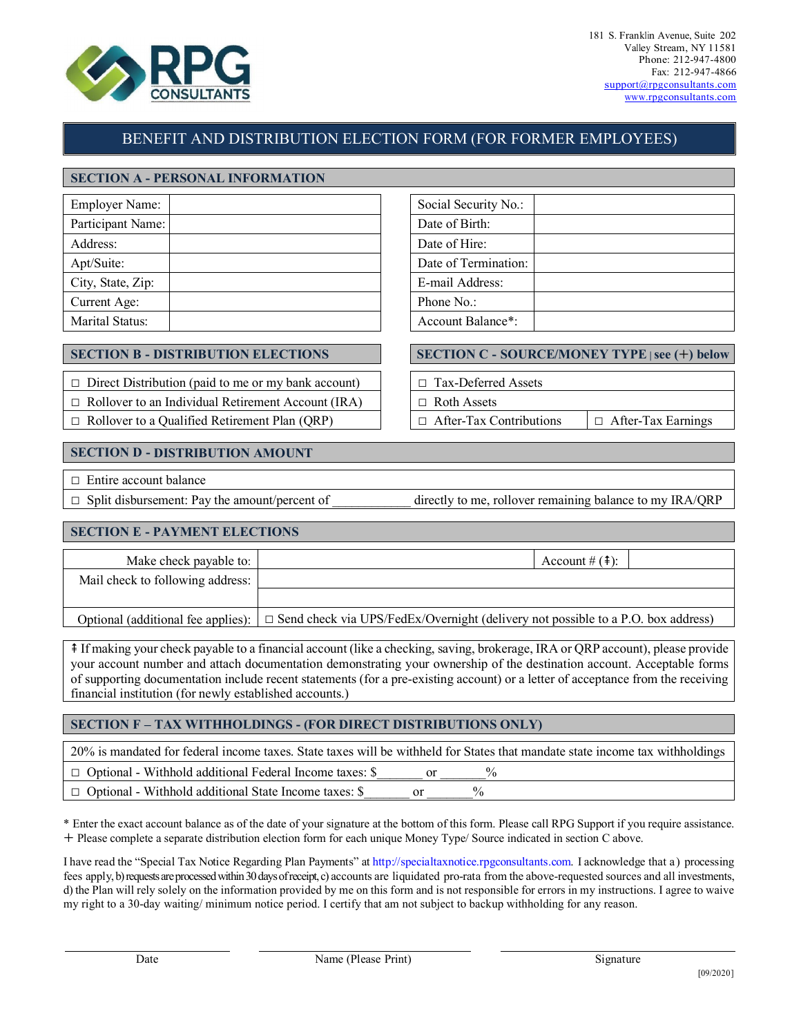RPG CONSULTANTS

181 S. Franklin Avenue, Suite 202
Valley Stream, NY 11581
Phone: 212-947-4800
Fax: 212-947-4866
support@rpgconsultants.com
www.rpgconsultants.com

# BENEFIT AND DISTRIBUTION ELECTION FORM (FOR FORMER EMPLOYEES)

## SECTION A - PERSONAL INFORMATION

| | | | |
|---|---|---|---|
| Employer Name: | | Social Security No.: | |
| Participant Name: | | Date of Birth: | |
| Address: | | Date of Hire: | |
| Apt/Suite: | | Date of Termination: | |
| City, State, Zip: | | E-mail Address: | |
| Current Age: | | Phone No.: | |
| Marital Status: | | Account Balance*: | |

## SECTION B - DISTRIBUTION ELECTIONS

- ☐ Direct Distribution (paid to me or my bank account)
- ☐ Rollover to an Individual Retirement Account (IRA)
- ☐ Rollover to a Qualified Retirement Plan (QRP)

## SECTION C - SOURCE/MONEY TYPE | see (+) below

- ☐ Tax-Deferred Assets
- ☐ Roth Assets
- ☐ After-Tax Contributions ☐ After-Tax Earnings

## SECTION D - DISTRIBUTION AMOUNT

- ☐ Entire account balance
- ☐ Split disbursement: Pay the amount/percent of ___________ directly to me, rollover remaining balance to my IRA/QRP

## SECTION E - PAYMENT ELECTIONS

| | | | |
|---|---|---|---|
| Make check payable to: | | Account # (ǂ): | |
| Mail check to following address: | | | |
| Optional (additional fee applies): | ☐ Send check via UPS/FedEx/Overnight (delivery not possible to a P.O. box address) | | |

ǂ If making your check payable to a financial account (like a checking, saving, brokerage, IRA or QRP account), please provide your account number and attach documentation demonstrating your ownership of the destination account. Acceptable forms of supporting documentation include recent statements (for a pre-existing account) or a letter of acceptance from the receiving financial institution (for newly established accounts.)

## SECTION F – TAX WITHHOLDINGS - (FOR DIRECT DISTRIBUTIONS ONLY)

20% is mandated for federal income taxes. State taxes will be withheld for States that mandate state income tax withholdings

- ☐ Optional - Withhold additional Federal Income taxes: $_______ or _______%
- ☐ Optional - Withhold additional State Income taxes: $_______ or _______%

\* Enter the exact account balance as of the date of your signature at the bottom of this form. Please call RPG Support if you require assistance.
+ Please complete a separate distribution election form for each unique Money Type/ Source indicated in section C above.

I have read the "Special Tax Notice Regarding Plan Payments" at http://specialtaxnotice.rpgconsultants.com. I acknowledge that a) processing fees apply, b) requests are processed within 30 days of receipt, c) accounts are liquidated pro-rata from the above-requested sources and all investments, d) the Plan will rely solely on the information provided by me on this form and is not responsible for errors in my instructions. I agree to waive my right to a 30-day waiting/ minimum notice period. I certify that am not subject to backup withholding for any reason.

| | | |
|---|---|---|
| Date | Name (Please Print) | Signature |

[09/2020]